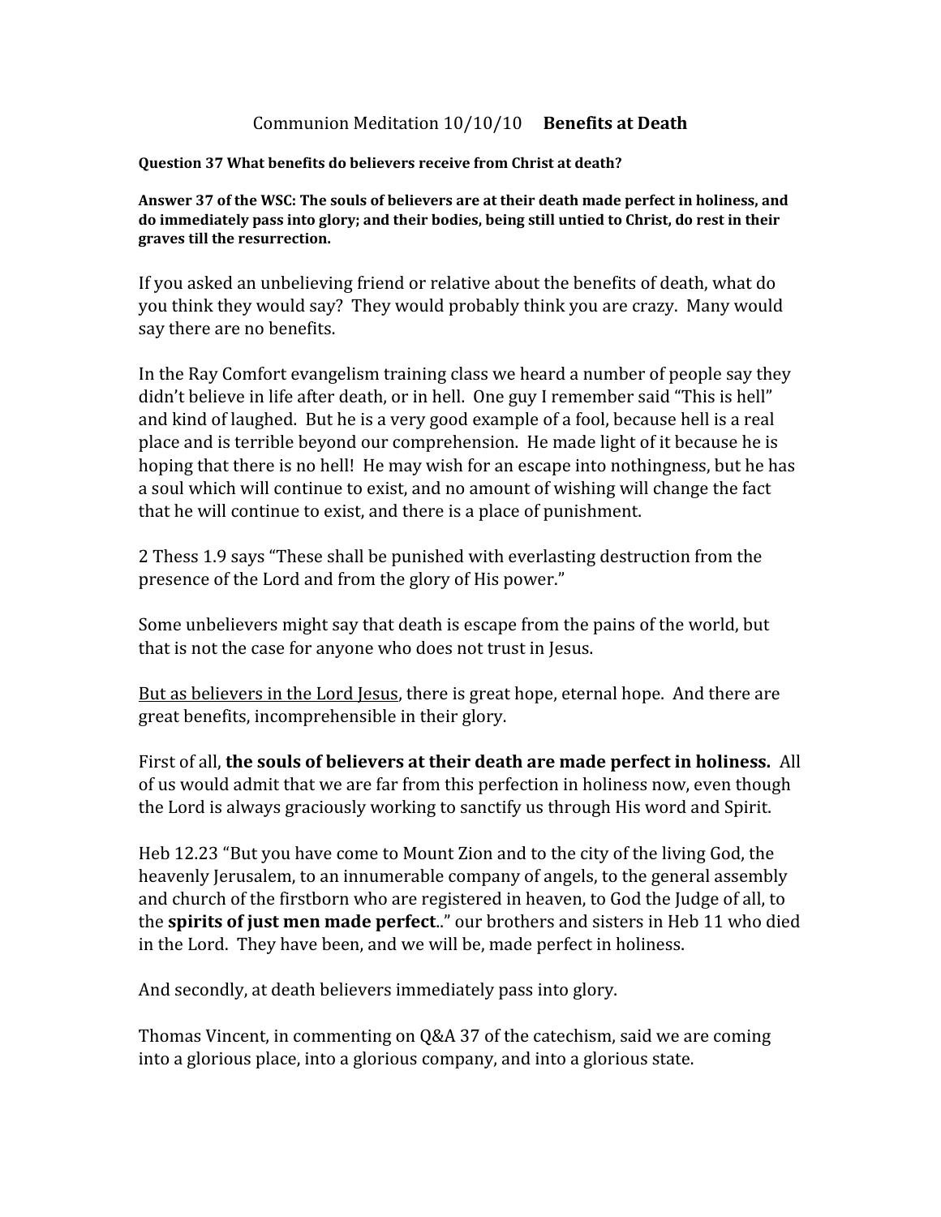# Communion Meditation 10/10/10 **Benefits at Death**

**Question 37 What benefits do believers receive from Christ at death?**

**Answer 37 of the WSC: The souls of believers are at their death made perfect in holiness, and do immediately pass into glory; and their bodies, being still untied to Christ, do rest in their graves till the resurrection.**

If you asked an unbelieving friend or relative about the benefits of death, what do you think they would say? They would probably think you are crazy. Many would say there are no benefits.

In the Ray Comfort evangelism training class we heard a number of people say they didn't believe in life after death, or in hell. One guy I remember said "This is hell" and kind of laughed. But he is a very good example of a fool, because hell is a real place and is terrible beyond our comprehension. He made light of it because he is hoping that there is no hell! He may wish for an escape into nothingness, but he has a soul which will continue to exist, and no amount of wishing will change the fact that he will continue to exist, and there is a place of punishment.

2 Thess 1.9 says "These shall be punished with everlasting destruction from the presence of the Lord and from the glory of His power."

Some unbelievers might say that death is escape from the pains of the world, but that is not the case for anyone who does not trust in Jesus.

<u>But as believers in the Lord Jesus</u>, there is great hope, eternal hope. And there are great benefits, incomprehensible in their glory.

First of all, **the souls of believers at their death are made perfect in holiness.** All of us would admit that we are far from this perfection in holiness now, even though the Lord is always graciously working to sanctify us through His word and Spirit.

Heb 12.23 "But you have come to Mount Zion and to the city of the living God, the heavenly Jerusalem, to an innumerable company of angels, to the general assembly and church of the firstborn who are registered in heaven, to God the Judge of all, to the **spirits of just men made perfect**.." our brothers and sisters in Heb 11 who died in the Lord. They have been, and we will be, made perfect in holiness.

And secondly, at death believers immediately pass into glory.

Thomas Vincent, in commenting on Q&A 37 of the catechism, said we are coming into a glorious place, into a glorious company, and into a glorious state.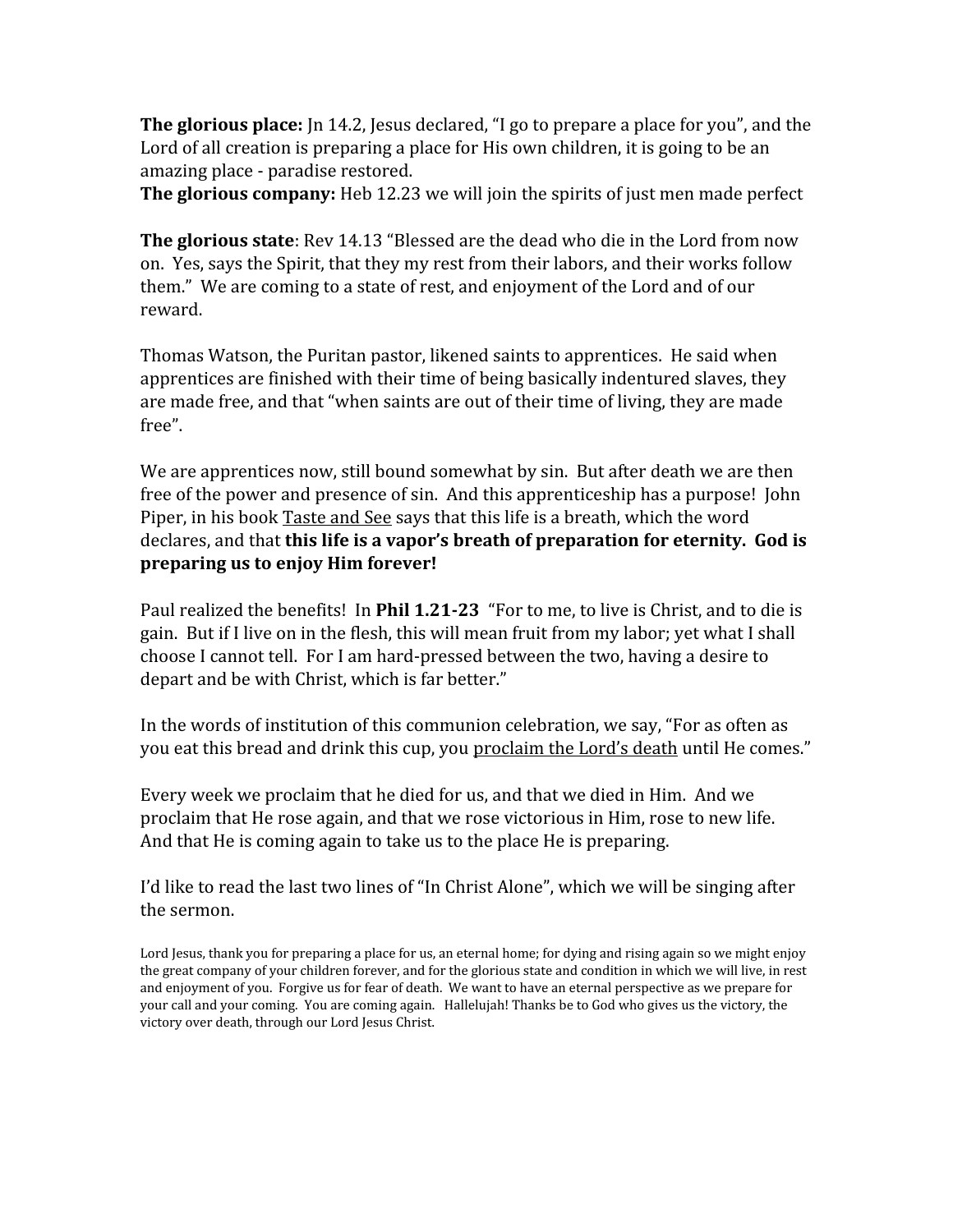**The glorious place:** Jn 14.2, Jesus declared, "I go to prepare a place for you", and the Lord of all creation is preparing a place for His own children, it is going to be an amazing place - paradise restored.
**The glorious company:** Heb 12.23 we will join the spirits of just men made perfect

**The glorious state**: Rev 14.13 "Blessed are the dead who die in the Lord from now on. Yes, says the Spirit, that they my rest from their labors, and their works follow them." We are coming to a state of rest, and enjoyment of the Lord and of our reward.

Thomas Watson, the Puritan pastor, likened saints to apprentices. He said when apprentices are finished with their time of being basically indentured slaves, they are made free, and that "when saints are out of their time of living, they are made free".

We are apprentices now, still bound somewhat by sin. But after death we are then free of the power and presence of sin. And this apprenticeship has a purpose! John Piper, in his book <u>Taste and See</u> says that this life is a breath, which the word declares, and that **this life is a vapor's breath of preparation for eternity. God is preparing us to enjoy Him forever!**

Paul realized the benefits! In **Phil 1.21-23** "For to me, to live is Christ, and to die is gain. But if I live on in the flesh, this will mean fruit from my labor; yet what I shall choose I cannot tell. For I am hard-pressed between the two, having a desire to depart and be with Christ, which is far better."

In the words of institution of this communion celebration, we say, "For as often as you eat this bread and drink this cup, you <u>proclaim the Lord's death</u> until He comes."

Every week we proclaim that he died for us, and that we died in Him. And we proclaim that He rose again, and that we rose victorious in Him, rose to new life. And that He is coming again to take us to the place He is preparing.

I'd like to read the last two lines of "In Christ Alone", which we will be singing after the sermon.

Lord Jesus, thank you for preparing a place for us, an eternal home; for dying and rising again so we might enjoy the great company of your children forever, and for the glorious state and condition in which we will live, in rest and enjoyment of you. Forgive us for fear of death. We want to have an eternal perspective as we prepare for your call and your coming. You are coming again. Hallelujah! Thanks be to God who gives us the victory, the victory over death, through our Lord Jesus Christ.